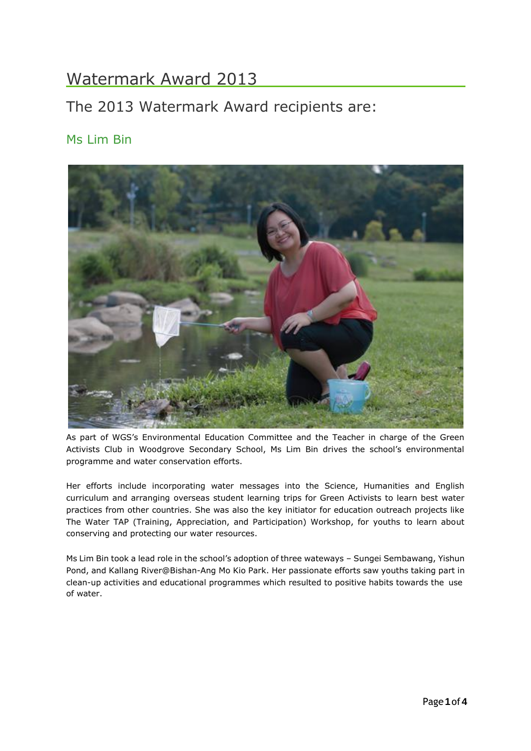# Watermark Award 2013

## The 2013 Watermark Award recipients are:

### Ms Lim Bin

As part of WGS's Environmental Education Committee and the Teacher in charge of the Green Activists Club in Woodgrove Secondary School, Ms Lim Bin drives the school's environmental programme and water conservation efforts.

Her efforts include incorporating water messages into the Science, Humanities and English curriculum and arranging overseas student learning trips for Green Activists to learn best water practices from other countries. She was also the key initiator for education outreach projects like The Water TAP (Training, Appreciation, and Participation) Workshop, for youths to learn about conserving and protecting our water resources.

Ms Lim Bin took a lead role in the school's adoption of three waterways – Sungei Sembawang, Yishun Pond, and Kallang River@Bishan-Ang Mo Kio Park. Her passionate efforts saw youths taking part in clean-up activities and educational programmes which resulted to positive habits towards the use of water.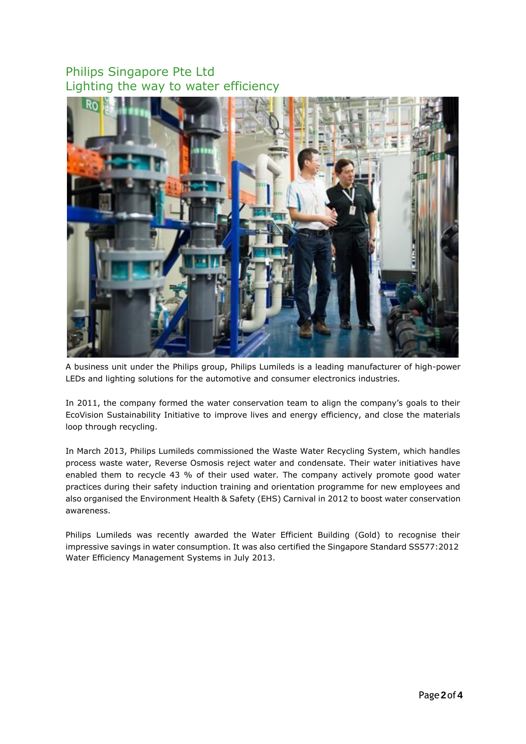## Philips Singapore Pte Ltd
## Lighting the way to water efficiency

A business unit under the Philips group, Philips Lumileds is a leading manufacturer of high-power LEDs and lighting solutions for the automotive and consumer electronics industries.

In 2011, the company formed the water conservation team to align the company's goals to their EcoVision Sustainability Initiative to improve lives and energy efficiency, and close the materials loop through recycling.

In March 2013, Philips Lumileds commissioned the Waste Water Recycling System, which handles process waste water, Reverse Osmosis reject water and condensate. Their water initiatives have enabled them to recycle 43 % of their used water. The company actively promote good water practices during their safety induction training and orientation programme for new employees and also organised the Environment Health & Safety (EHS) Carnival in 2012 to boost water conservation awareness.

Philips Lumileds was recently awarded the Water Efficient Building (Gold) to recognise their impressive savings in water consumption. It was also certified the Singapore Standard SS577:2012 Water Efficiency Management Systems in July 2013.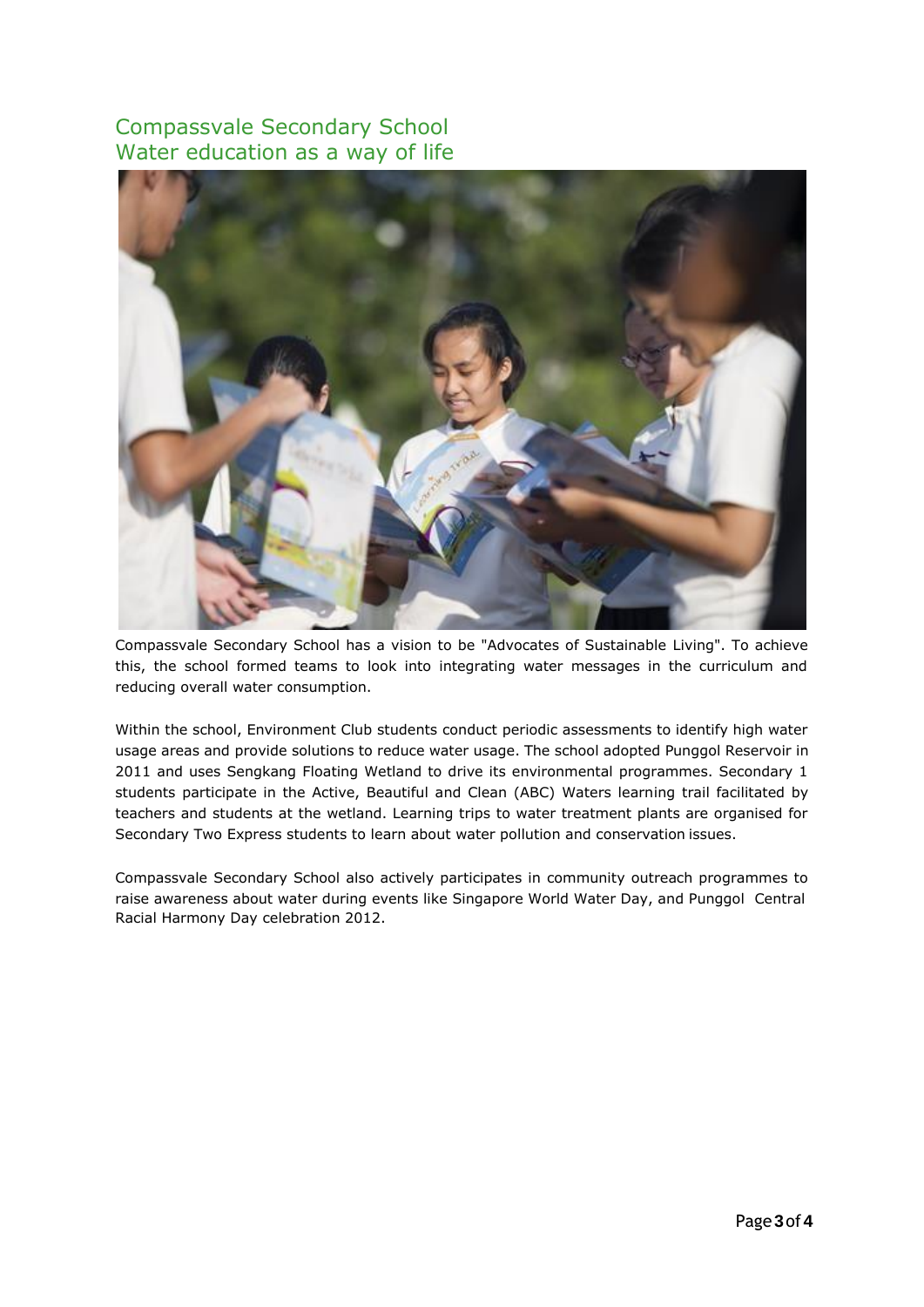## Compassvale Secondary School
## Water education as a way of life

Compassvale Secondary School has a vision to be "Advocates of Sustainable Living". To achieve this, the school formed teams to look into integrating water messages in the curriculum and reducing overall water consumption.

Within the school, Environment Club students conduct periodic assessments to identify high water usage areas and provide solutions to reduce water usage. The school adopted Punggol Reservoir in 2011 and uses Sengkang Floating Wetland to drive its environmental programmes. Secondary 1 students participate in the Active, Beautiful and Clean (ABC) Waters learning trail facilitated by teachers and students at the wetland. Learning trips to water treatment plants are organised for Secondary Two Express students to learn about water pollution and conservation issues.

Compassvale Secondary School also actively participates in community outreach programmes to raise awareness about water during events like Singapore World Water Day, and Punggol Central Racial Harmony Day celebration 2012.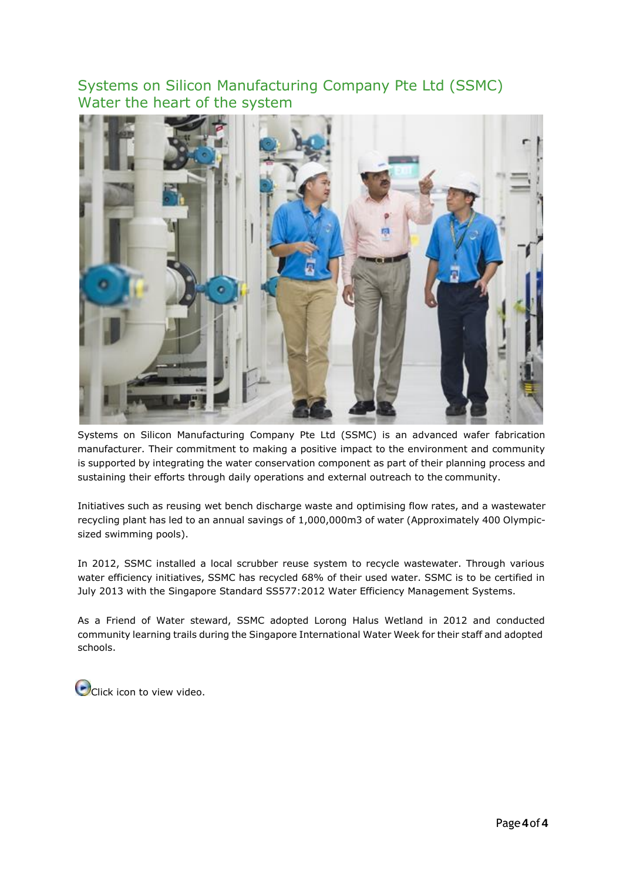## Systems on Silicon Manufacturing Company Pte Ltd (SSMC) Water the heart of the system

Systems on Silicon Manufacturing Company Pte Ltd (SSMC) is an advanced wafer fabrication manufacturer. Their commitment to making a positive impact to the environment and community is supported by integrating the water conservation component as part of their planning process and sustaining their efforts through daily operations and external outreach to the community.

Initiatives such as reusing wet bench discharge waste and optimising flow rates, and a wastewater recycling plant has led to an annual savings of 1,000,000m3 of water (Approximately 400 Olympic-sized swimming pools).

In 2012, SSMC installed a local scrubber reuse system to recycle wastewater. Through various water efficiency initiatives, SSMC has recycled 68% of their used water. SSMC is to be certified in July 2013 with the Singapore Standard SS577:2012 Water Efficiency Management Systems.

As a Friend of Water steward, SSMC adopted Lorong Halus Wetland in 2012 and conducted community learning trails during the Singapore International Water Week for their staff and adopted schools.

Click icon to view video.